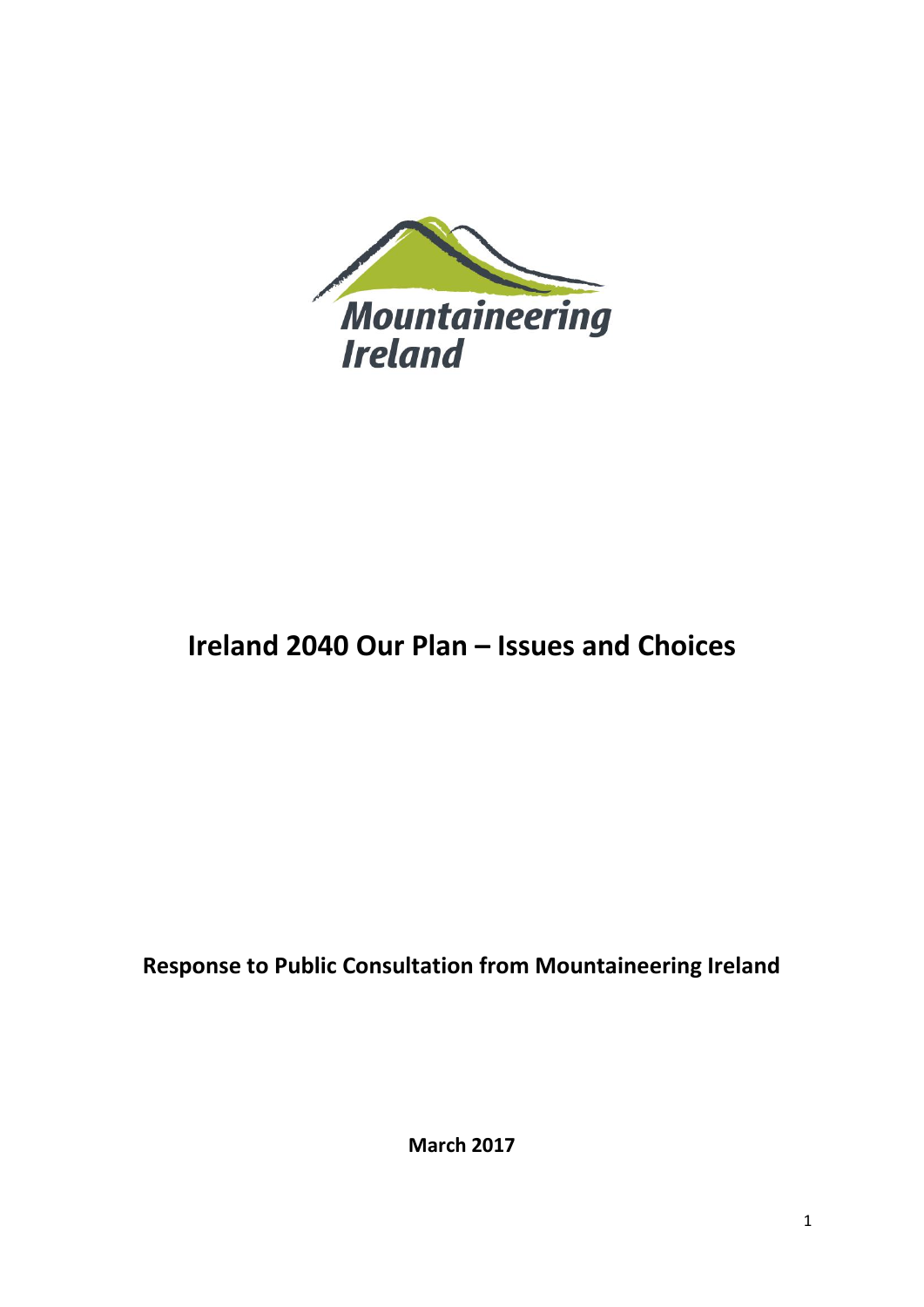Mountaineering Ireland

# Ireland 2040 Our Plan – Issues and Choices

**Response to Public Consultation from Mountaineering Ireland**

**March 2017**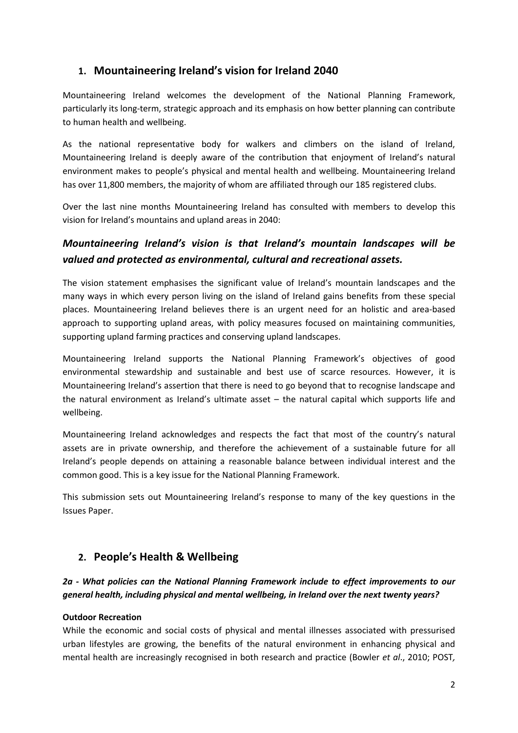## 1. Mountaineering Ireland's vision for Ireland 2040

Mountaineering Ireland welcomes the development of the National Planning Framework, particularly its long-term, strategic approach and its emphasis on how better planning can contribute to human health and wellbeing.

As the national representative body for walkers and climbers on the island of Ireland, Mountaineering Ireland is deeply aware of the contribution that enjoyment of Ireland's natural environment makes to people's physical and mental health and wellbeing. Mountaineering Ireland has over 11,800 members, the majority of whom are affiliated through our 185 registered clubs.

Over the last nine months Mountaineering Ireland has consulted with members to develop this vision for Ireland's mountains and upland areas in 2040:

### *Mountaineering Ireland's vision is that Ireland's mountain landscapes will be valued and protected as environmental, cultural and recreational assets.*

The vision statement emphasises the significant value of Ireland's mountain landscapes and the many ways in which every person living on the island of Ireland gains benefits from these special places. Mountaineering Ireland believes there is an urgent need for an holistic and area-based approach to supporting upland areas, with policy measures focused on maintaining communities, supporting upland farming practices and conserving upland landscapes.

Mountaineering Ireland supports the National Planning Framework's objectives of good environmental stewardship and sustainable and best use of scarce resources. However, it is Mountaineering Ireland's assertion that there is need to go beyond that to recognise landscape and the natural environment as Ireland's ultimate asset – the natural capital which supports life and wellbeing.

Mountaineering Ireland acknowledges and respects the fact that most of the country's natural assets are in private ownership, and therefore the achievement of a sustainable future for all Ireland's people depends on attaining a reasonable balance between individual interest and the common good. This is a key issue for the National Planning Framework.

This submission sets out Mountaineering Ireland's response to many of the key questions in the Issues Paper.

## 2. People's Health & Wellbeing

***2a - What policies can the National Planning Framework include to effect improvements to our general health, including physical and mental wellbeing, in Ireland over the next twenty years?***

**Outdoor Recreation**

While the economic and social costs of physical and mental illnesses associated with pressurised urban lifestyles are growing, the benefits of the natural environment in enhancing physical and mental health are increasingly recognised in both research and practice (Bowler *et al*., 2010; POST,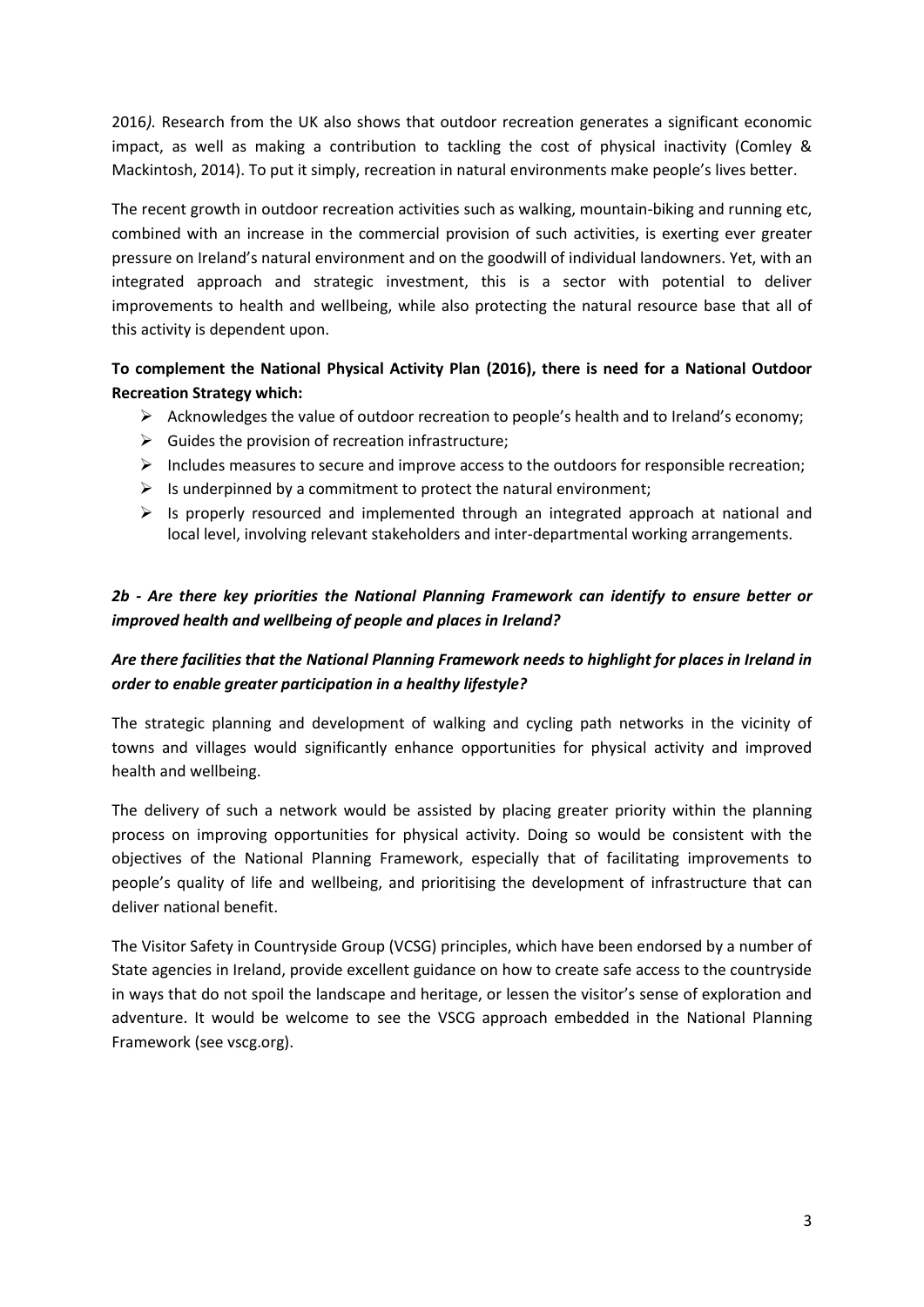2016*).* Research from the UK also shows that outdoor recreation generates a significant economic impact, as well as making a contribution to tackling the cost of physical inactivity (Comley & Mackintosh, 2014). To put it simply, recreation in natural environments make people's lives better.

The recent growth in outdoor recreation activities such as walking, mountain-biking and running etc, combined with an increase in the commercial provision of such activities, is exerting ever greater pressure on Ireland's natural environment and on the goodwill of individual landowners. Yet, with an integrated approach and strategic investment, this is a sector with potential to deliver improvements to health and wellbeing, while also protecting the natural resource base that all of this activity is dependent upon.

**To complement the National Physical Activity Plan (2016), there is need for a National Outdoor Recreation Strategy which:**

- Acknowledges the value of outdoor recreation to people's health and to Ireland's economy;
- Guides the provision of recreation infrastructure;
- Includes measures to secure and improve access to the outdoors for responsible recreation;
- Is underpinned by a commitment to protect the natural environment;
- Is properly resourced and implemented through an integrated approach at national and local level, involving relevant stakeholders and inter-departmental working arrangements.

***2b - Are there key priorities the National Planning Framework can identify to ensure better or improved health and wellbeing of people and places in Ireland?***

***Are there facilities that the National Planning Framework needs to highlight for places in Ireland in order to enable greater participation in a healthy lifestyle?***

The strategic planning and development of walking and cycling path networks in the vicinity of towns and villages would significantly enhance opportunities for physical activity and improved health and wellbeing.

The delivery of such a network would be assisted by placing greater priority within the planning process on improving opportunities for physical activity. Doing so would be consistent with the objectives of the National Planning Framework, especially that of facilitating improvements to people's quality of life and wellbeing, and prioritising the development of infrastructure that can deliver national benefit.

The Visitor Safety in Countryside Group (VCSG) principles, which have been endorsed by a number of State agencies in Ireland, provide excellent guidance on how to create safe access to the countryside in ways that do not spoil the landscape and heritage, or lessen the visitor's sense of exploration and adventure. It would be welcome to see the VSCG approach embedded in the National Planning Framework (see vscg.org).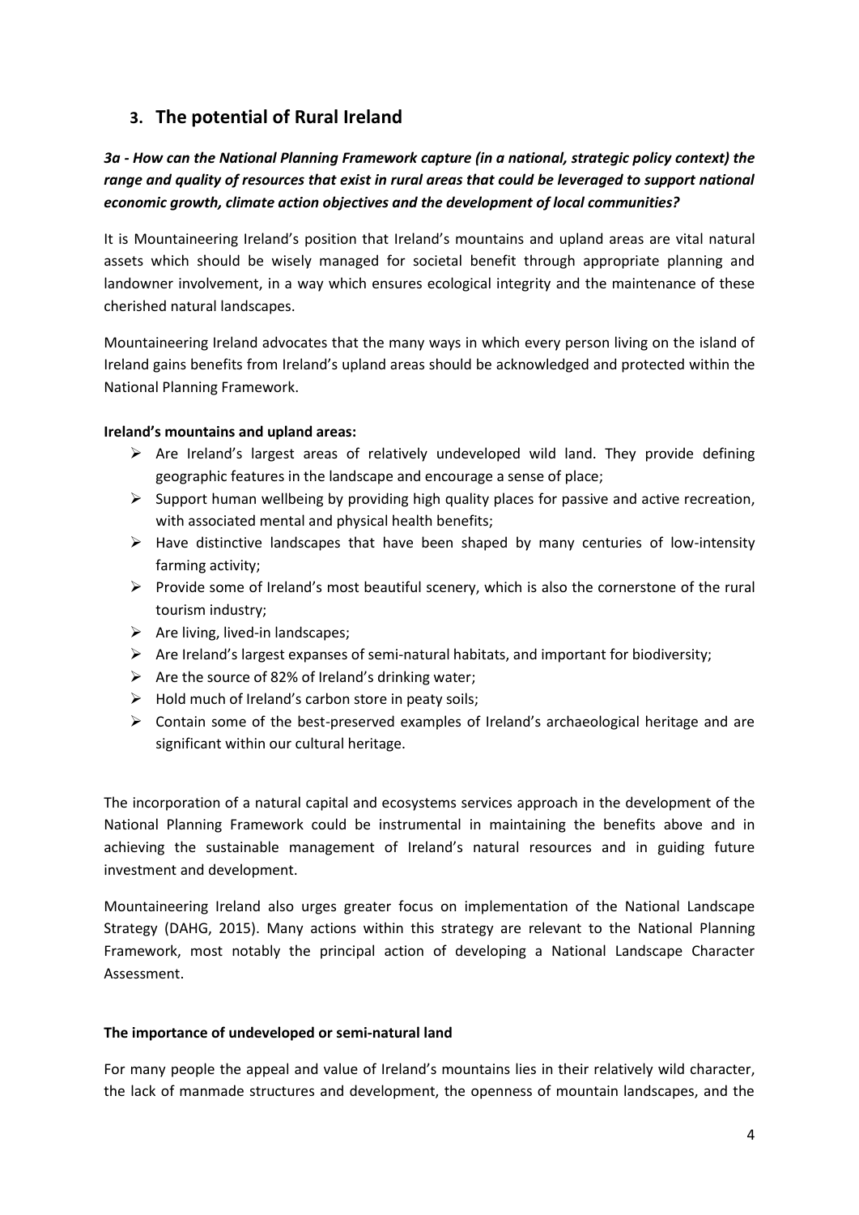## 3. The potential of Rural Ireland

***3a - How can the National Planning Framework capture (in a national, strategic policy context) the range and quality of resources that exist in rural areas that could be leveraged to support national economic growth, climate action objectives and the development of local communities?***

It is Mountaineering Ireland's position that Ireland's mountains and upland areas are vital natural assets which should be wisely managed for societal benefit through appropriate planning and landowner involvement, in a way which ensures ecological integrity and the maintenance of these cherished natural landscapes.

Mountaineering Ireland advocates that the many ways in which every person living on the island of Ireland gains benefits from Ireland's upland areas should be acknowledged and protected within the National Planning Framework.

**Ireland's mountains and upland areas:**

- Are Ireland's largest areas of relatively undeveloped wild land. They provide defining geographic features in the landscape and encourage a sense of place;
- Support human wellbeing by providing high quality places for passive and active recreation, with associated mental and physical health benefits;
- Have distinctive landscapes that have been shaped by many centuries of low-intensity farming activity;
- Provide some of Ireland's most beautiful scenery, which is also the cornerstone of the rural tourism industry;
- Are living, lived-in landscapes;
- Are Ireland's largest expanses of semi-natural habitats, and important for biodiversity;
- Are the source of 82% of Ireland's drinking water;
- Hold much of Ireland's carbon store in peaty soils;
- Contain some of the best-preserved examples of Ireland's archaeological heritage and are significant within our cultural heritage.

The incorporation of a natural capital and ecosystems services approach in the development of the National Planning Framework could be instrumental in maintaining the benefits above and in achieving the sustainable management of Ireland's natural resources and in guiding future investment and development.

Mountaineering Ireland also urges greater focus on implementation of the National Landscape Strategy (DAHG, 2015). Many actions within this strategy are relevant to the National Planning Framework, most notably the principal action of developing a National Landscape Character Assessment.

**The importance of undeveloped or semi-natural land**

For many people the appeal and value of Ireland's mountains lies in their relatively wild character, the lack of manmade structures and development, the openness of mountain landscapes, and the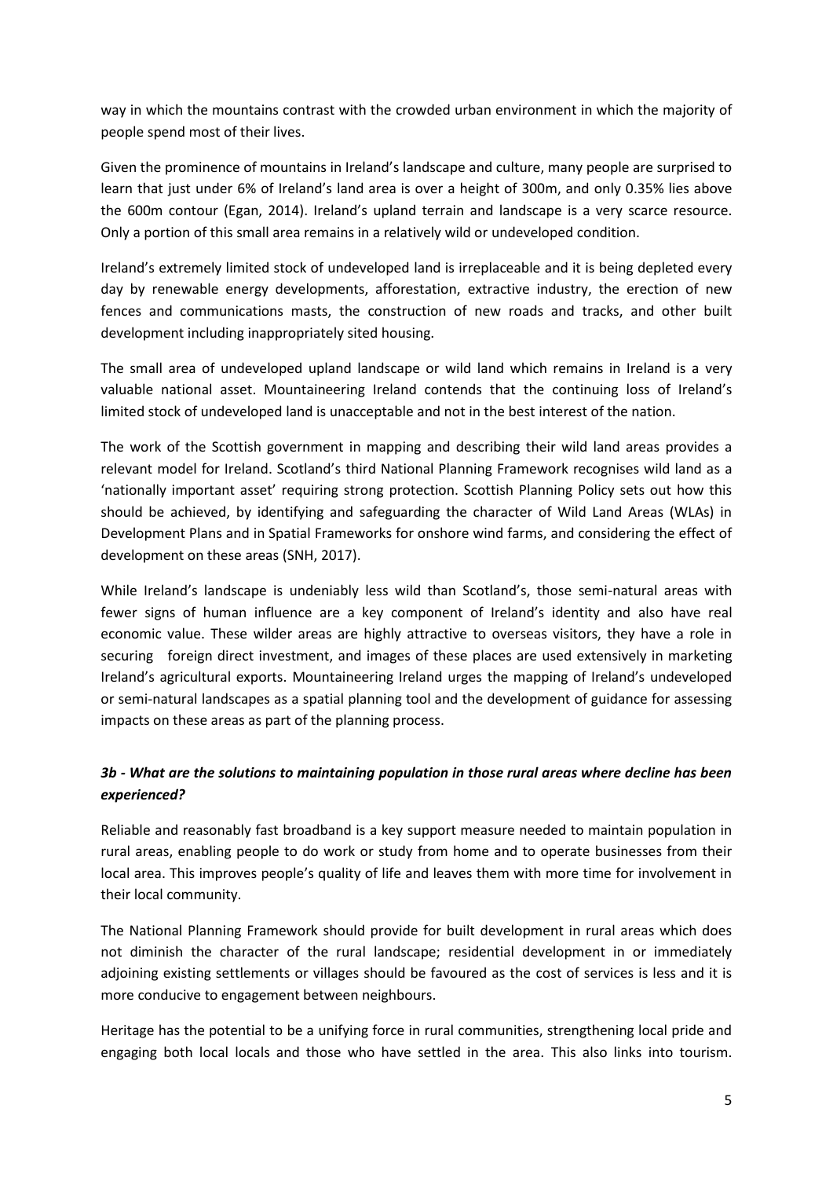way in which the mountains contrast with the crowded urban environment in which the majority of people spend most of their lives.

Given the prominence of mountains in Ireland's landscape and culture, many people are surprised to learn that just under 6% of Ireland's land area is over a height of 300m, and only 0.35% lies above the 600m contour (Egan, 2014). Ireland's upland terrain and landscape is a very scarce resource. Only a portion of this small area remains in a relatively wild or undeveloped condition.

Ireland's extremely limited stock of undeveloped land is irreplaceable and it is being depleted every day by renewable energy developments, afforestation, extractive industry, the erection of new fences and communications masts, the construction of new roads and tracks, and other built development including inappropriately sited housing.

The small area of undeveloped upland landscape or wild land which remains in Ireland is a very valuable national asset. Mountaineering Ireland contends that the continuing loss of Ireland's limited stock of undeveloped land is unacceptable and not in the best interest of the nation.

The work of the Scottish government in mapping and describing their wild land areas provides a relevant model for Ireland. Scotland's third National Planning Framework recognises wild land as a 'nationally important asset' requiring strong protection. Scottish Planning Policy sets out how this should be achieved, by identifying and safeguarding the character of Wild Land Areas (WLAs) in Development Plans and in Spatial Frameworks for onshore wind farms, and considering the effect of development on these areas (SNH, 2017).

While Ireland's landscape is undeniably less wild than Scotland's, those semi-natural areas with fewer signs of human influence are a key component of Ireland's identity and also have real economic value. These wilder areas are highly attractive to overseas visitors, they have a role in securing foreign direct investment, and images of these places are used extensively in marketing Ireland's agricultural exports. Mountaineering Ireland urges the mapping of Ireland's undeveloped or semi-natural landscapes as a spatial planning tool and the development of guidance for assessing impacts on these areas as part of the planning process.

### *3b - What are the solutions to maintaining population in those rural areas where decline has been experienced?*

Reliable and reasonably fast broadband is a key support measure needed to maintain population in rural areas, enabling people to do work or study from home and to operate businesses from their local area. This improves people's quality of life and leaves them with more time for involvement in their local community.

The National Planning Framework should provide for built development in rural areas which does not diminish the character of the rural landscape; residential development in or immediately adjoining existing settlements or villages should be favoured as the cost of services is less and it is more conducive to engagement between neighbours.

Heritage has the potential to be a unifying force in rural communities, strengthening local pride and engaging both local locals and those who have settled in the area. This also links into tourism.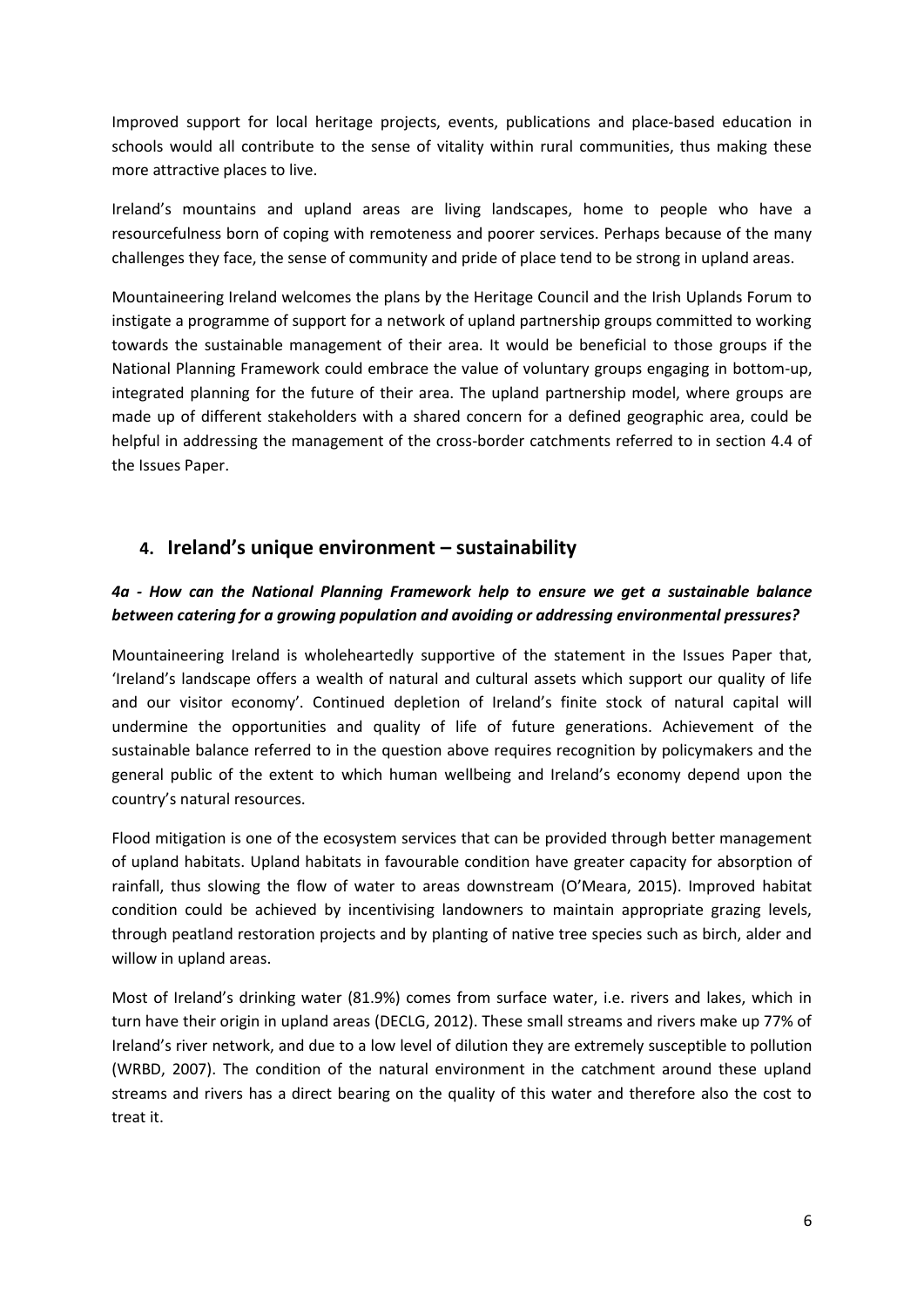Improved support for local heritage projects, events, publications and place-based education in schools would all contribute to the sense of vitality within rural communities, thus making these more attractive places to live.

Ireland's mountains and upland areas are living landscapes, home to people who have a resourcefulness born of coping with remoteness and poorer services. Perhaps because of the many challenges they face, the sense of community and pride of place tend to be strong in upland areas.

Mountaineering Ireland welcomes the plans by the Heritage Council and the Irish Uplands Forum to instigate a programme of support for a network of upland partnership groups committed to working towards the sustainable management of their area. It would be beneficial to those groups if the National Planning Framework could embrace the value of voluntary groups engaging in bottom-up, integrated planning for the future of their area. The upland partnership model, where groups are made up of different stakeholders with a shared concern for a defined geographic area, could be helpful in addressing the management of the cross-border catchments referred to in section 4.4 of the Issues Paper.

## 4. Ireland's unique environment – sustainability

### *4a - How can the National Planning Framework help to ensure we get a sustainable balance between catering for a growing population and avoiding or addressing environmental pressures?*

Mountaineering Ireland is wholeheartedly supportive of the statement in the Issues Paper that, 'Ireland's landscape offers a wealth of natural and cultural assets which support our quality of life and our visitor economy'. Continued depletion of Ireland's finite stock of natural capital will undermine the opportunities and quality of life of future generations. Achievement of the sustainable balance referred to in the question above requires recognition by policymakers and the general public of the extent to which human wellbeing and Ireland's economy depend upon the country's natural resources.

Flood mitigation is one of the ecosystem services that can be provided through better management of upland habitats. Upland habitats in favourable condition have greater capacity for absorption of rainfall, thus slowing the flow of water to areas downstream (O'Meara, 2015). Improved habitat condition could be achieved by incentivising landowners to maintain appropriate grazing levels, through peatland restoration projects and by planting of native tree species such as birch, alder and willow in upland areas.

Most of Ireland's drinking water (81.9%) comes from surface water, i.e. rivers and lakes, which in turn have their origin in upland areas (DECLG, 2012). These small streams and rivers make up 77% of Ireland's river network, and due to a low level of dilution they are extremely susceptible to pollution (WRBD, 2007). The condition of the natural environment in the catchment around these upland streams and rivers has a direct bearing on the quality of this water and therefore also the cost to treat it.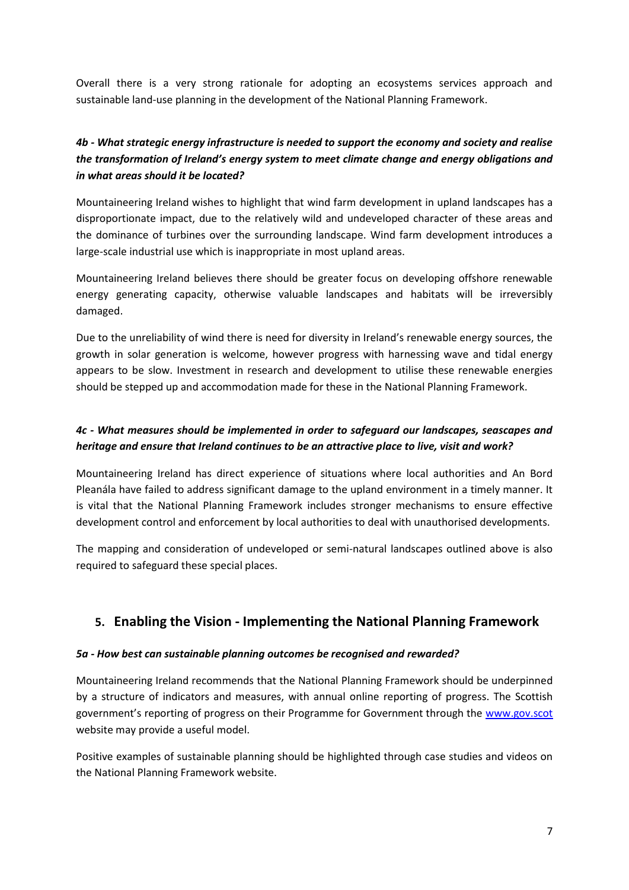Overall there is a very strong rationale for adopting an ecosystems services approach and sustainable land-use planning in the development of the National Planning Framework.

### *4b - What strategic energy infrastructure is needed to support the economy and society and realise the transformation of Ireland's energy system to meet climate change and energy obligations and in what areas should it be located?*

Mountaineering Ireland wishes to highlight that wind farm development in upland landscapes has a disproportionate impact, due to the relatively wild and undeveloped character of these areas and the dominance of turbines over the surrounding landscape. Wind farm development introduces a large-scale industrial use which is inappropriate in most upland areas.

Mountaineering Ireland believes there should be greater focus on developing offshore renewable energy generating capacity, otherwise valuable landscapes and habitats will be irreversibly damaged.

Due to the unreliability of wind there is need for diversity in Ireland's renewable energy sources, the growth in solar generation is welcome, however progress with harnessing wave and tidal energy appears to be slow. Investment in research and development to utilise these renewable energies should be stepped up and accommodation made for these in the National Planning Framework.

### *4c - What measures should be implemented in order to safeguard our landscapes, seascapes and heritage and ensure that Ireland continues to be an attractive place to live, visit and work?*

Mountaineering Ireland has direct experience of situations where local authorities and An Bord Pleanála have failed to address significant damage to the upland environment in a timely manner. It is vital that the National Planning Framework includes stronger mechanisms to ensure effective development control and enforcement by local authorities to deal with unauthorised developments.

The mapping and consideration of undeveloped or semi-natural landscapes outlined above is also required to safeguard these special places.

## 5. Enabling the Vision - Implementing the National Planning Framework

#### *5a - How best can sustainable planning outcomes be recognised and rewarded?*

Mountaineering Ireland recommends that the National Planning Framework should be underpinned by a structure of indicators and measures, with annual online reporting of progress. The Scottish government's reporting of progress on their Programme for Government through the [www.gov.scot](www.gov.scot) website may provide a useful model.

Positive examples of sustainable planning should be highlighted through case studies and videos on the National Planning Framework website.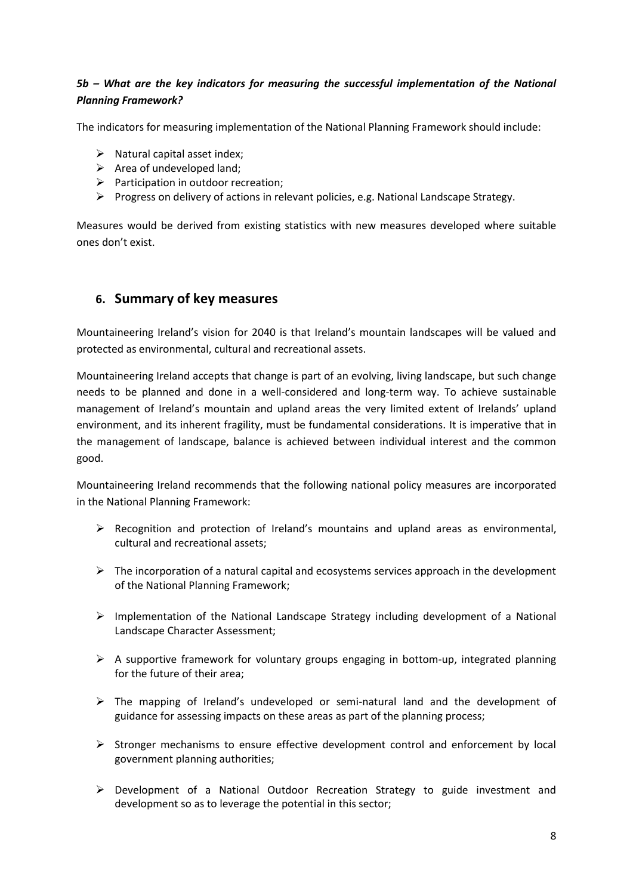***5b – What are the key indicators for measuring the successful implementation of the National Planning Framework?***

The indicators for measuring implementation of the National Planning Framework should include:

- Natural capital asset index;
- Area of undeveloped land;
- Participation in outdoor recreation;
- Progress on delivery of actions in relevant policies, e.g. National Landscape Strategy.

Measures would be derived from existing statistics with new measures developed where suitable ones don't exist.

## 6. Summary of key measures

Mountaineering Ireland's vision for 2040 is that Ireland's mountain landscapes will be valued and protected as environmental, cultural and recreational assets.

Mountaineering Ireland accepts that change is part of an evolving, living landscape, but such change needs to be planned and done in a well-considered and long-term way. To achieve sustainable management of Ireland's mountain and upland areas the very limited extent of Irelands' upland environment, and its inherent fragility, must be fundamental considerations. It is imperative that in the management of landscape, balance is achieved between individual interest and the common good.

Mountaineering Ireland recommends that the following national policy measures are incorporated in the National Planning Framework:

- Recognition and protection of Ireland's mountains and upland areas as environmental, cultural and recreational assets;
- The incorporation of a natural capital and ecosystems services approach in the development of the National Planning Framework;
- Implementation of the National Landscape Strategy including development of a National Landscape Character Assessment;
- A supportive framework for voluntary groups engaging in bottom-up, integrated planning for the future of their area;
- The mapping of Ireland's undeveloped or semi-natural land and the development of guidance for assessing impacts on these areas as part of the planning process;
- Stronger mechanisms to ensure effective development control and enforcement by local government planning authorities;
- Development of a National Outdoor Recreation Strategy to guide investment and development so as to leverage the potential in this sector;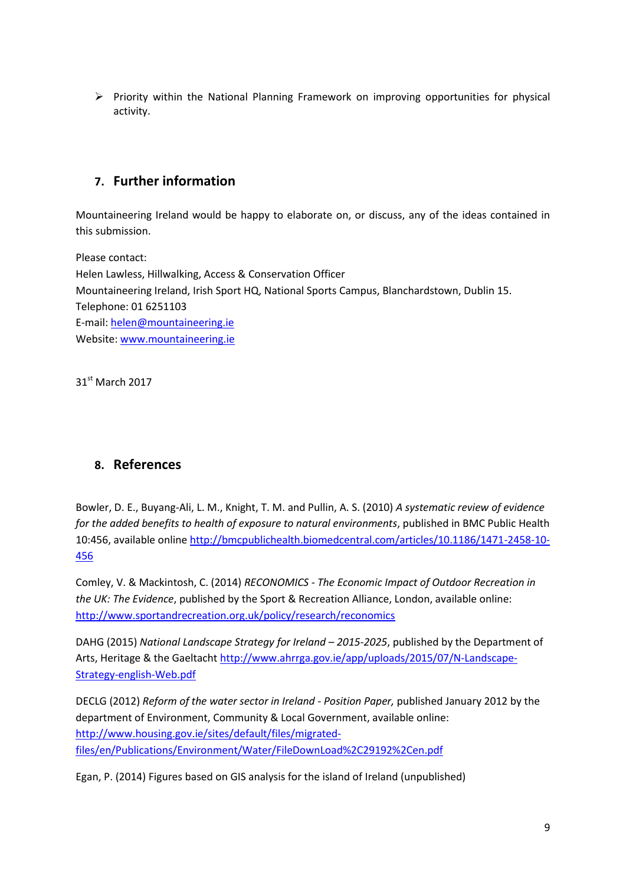- Priority within the National Planning Framework on improving opportunities for physical activity.

## 7. Further information

Mountaineering Ireland would be happy to elaborate on, or discuss, any of the ideas contained in this submission.

Please contact:
Helen Lawless, Hillwalking, Access & Conservation Officer
Mountaineering Ireland, Irish Sport HQ, National Sports Campus, Blanchardstown, Dublin 15.
Telephone: 01 6251103
E-mail: helen@mountaineering.ie
Website: www.mountaineering.ie

31st March 2017

## 8. References

Bowler, D. E., Buyang-Ali, L. M., Knight, T. M. and Pullin, A. S. (2010) *A systematic review of evidence for the added benefits to health of exposure to natural environments*, published in BMC Public Health 10:456, available online http://bmcpublichealth.biomedcentral.com/articles/10.1186/1471-2458-10-456

Comley, V. & Mackintosh, C. (2014) *RECONOMICS - The Economic Impact of Outdoor Recreation in the UK: The Evidence*, published by the Sport & Recreation Alliance, London, available online: http://www.sportandrecreation.org.uk/policy/research/reconomics

DAHG (2015) *National Landscape Strategy for Ireland – 2015-2025*, published by the Department of Arts, Heritage & the Gaeltacht http://www.ahrrga.gov.ie/app/uploads/2015/07/N-Landscape-Strategy-english-Web.pdf

DECLG (2012) *Reform of the water sector in Ireland - Position Paper,* published January 2012 by the department of Environment, Community & Local Government, available online: http://www.housing.gov.ie/sites/default/files/migrated-files/en/Publications/Environment/Water/FileDownLoad%2C29192%2Cen.pdf

Egan, P. (2014) Figures based on GIS analysis for the island of Ireland (unpublished)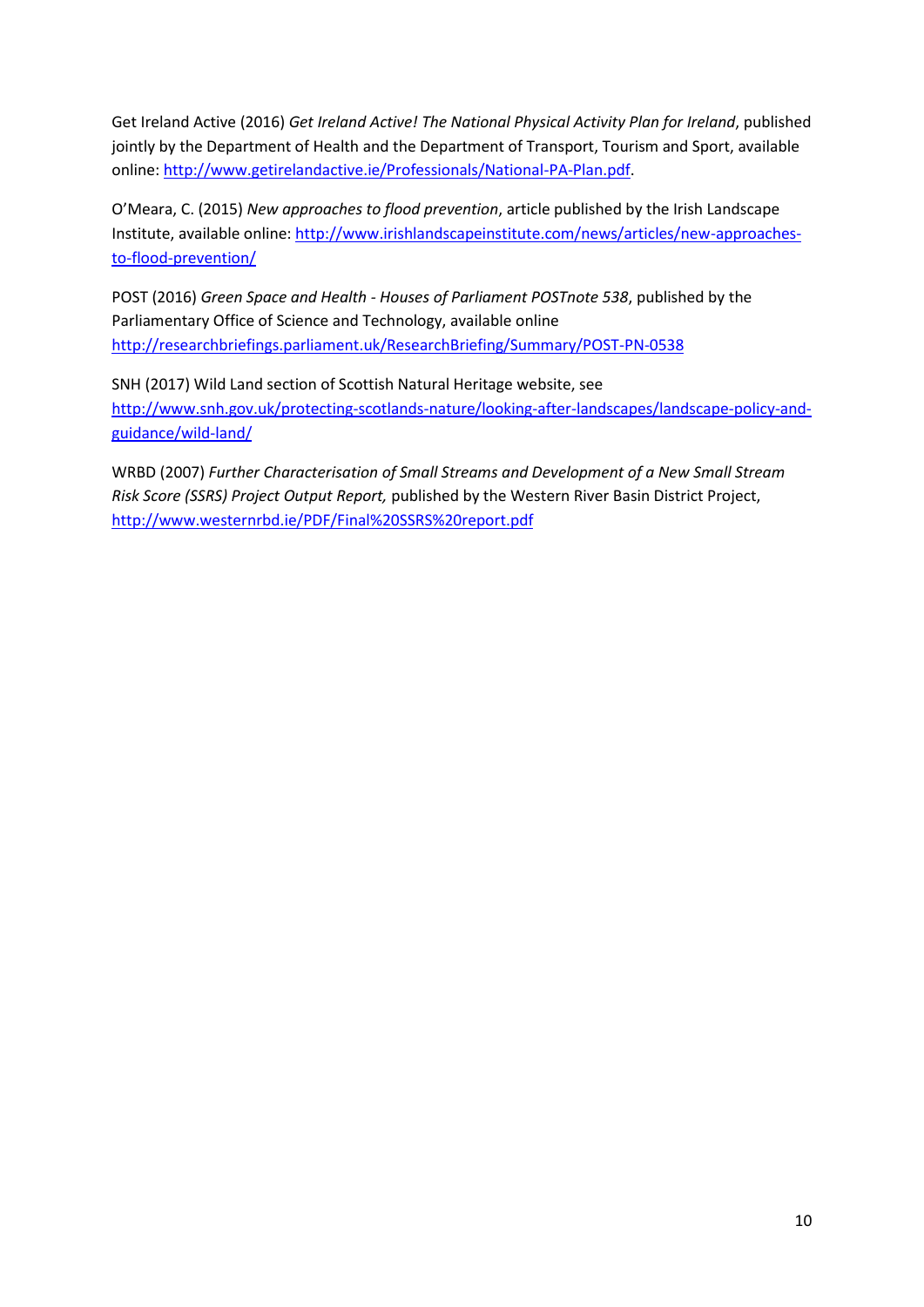Get Ireland Active (2016) *Get Ireland Active! The National Physical Activity Plan for Ireland*, published jointly by the Department of Health and the Department of Transport, Tourism and Sport, available online: http://www.getirelandactive.ie/Professionals/National-PA-Plan.pdf.

O'Meara, C. (2015) *New approaches to flood prevention*, article published by the Irish Landscape Institute, available online: http://www.irishlandscapeinstitute.com/news/articles/new-approaches-to-flood-prevention/

POST (2016) *Green Space and Health - Houses of Parliament POSTnote 538*, published by the Parliamentary Office of Science and Technology, available online http://researchbriefings.parliament.uk/ResearchBriefing/Summary/POST-PN-0538

SNH (2017) Wild Land section of Scottish Natural Heritage website, see http://www.snh.gov.uk/protecting-scotlands-nature/looking-after-landscapes/landscape-policy-and-guidance/wild-land/

WRBD (2007) *Further Characterisation of Small Streams and Development of a New Small Stream Risk Score (SSRS) Project Output Report,* published by the Western River Basin District Project, http://www.westernrbd.ie/PDF/Final%20SSRS%20report.pdf